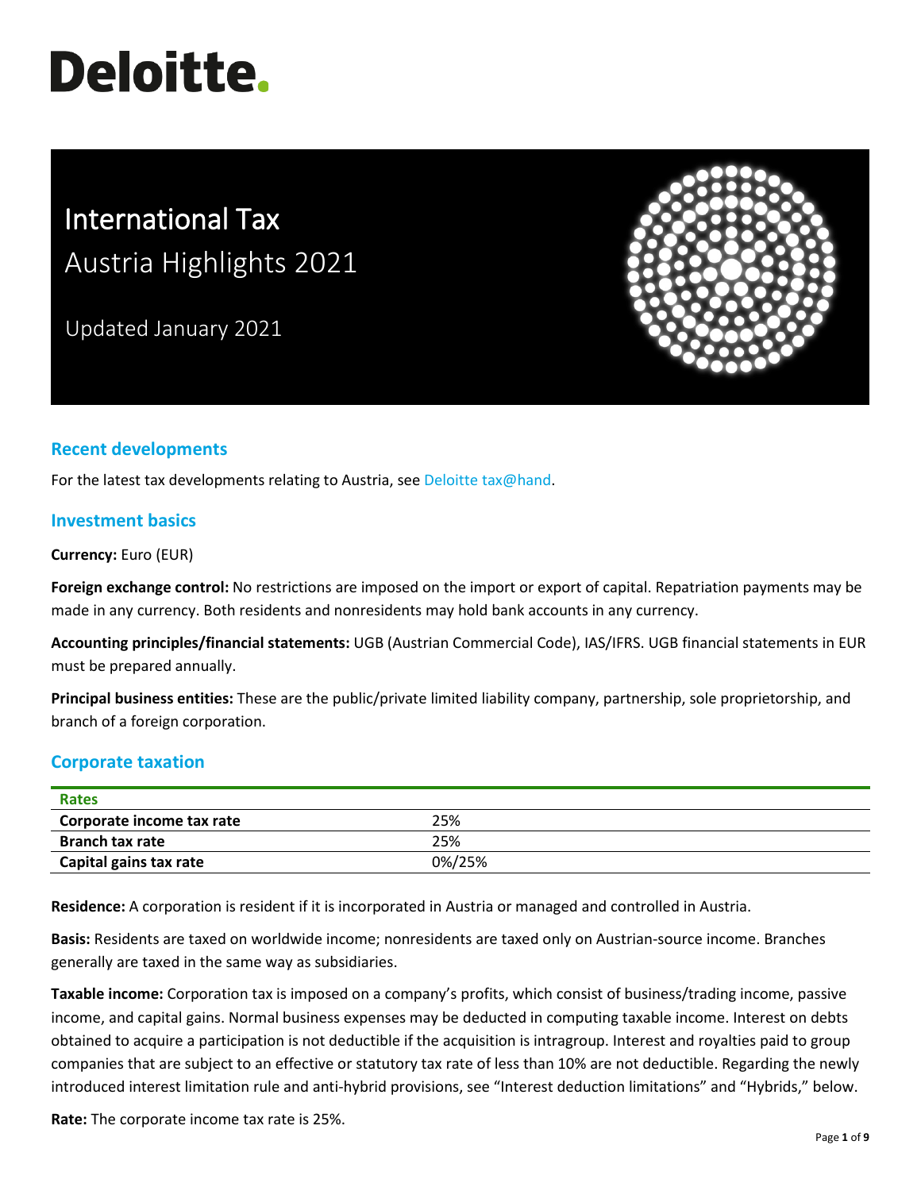# Deloitte.

# International Tax
## Austria Highlights 2021

Updated January 2021

## Recent developments

For the latest tax developments relating to Austria, see Deloitte tax@hand.

## Investment basics

**Currency:** Euro (EUR)

**Foreign exchange control:** No restrictions are imposed on the import or export of capital. Repatriation payments may be made in any currency. Both residents and nonresidents may hold bank accounts in any currency.

**Accounting principles/financial statements:** UGB (Austrian Commercial Code), IAS/IFRS. UGB financial statements in EUR must be prepared annually.

**Principal business entities:** These are the public/private limited liability company, partnership, sole proprietorship, and branch of a foreign corporation.

## Corporate taxation

| Rates | |
|---|---|
| **Corporate income tax rate** | 25% |
| **Branch tax rate** | 25% |
| **Capital gains tax rate** | 0%/25% |

**Residence:** A corporation is resident if it is incorporated in Austria or managed and controlled in Austria.

**Basis:** Residents are taxed on worldwide income; nonresidents are taxed only on Austrian-source income. Branches generally are taxed in the same way as subsidiaries.

**Taxable income:** Corporation tax is imposed on a company's profits, which consist of business/trading income, passive income, and capital gains. Normal business expenses may be deducted in computing taxable income. Interest on debts obtained to acquire a participation is not deductible if the acquisition is intragroup. Interest and royalties paid to group companies that are subject to an effective or statutory tax rate of less than 10% are not deductible. Regarding the newly introduced interest limitation rule and anti-hybrid provisions, see "Interest deduction limitations" and "Hybrids," below.

**Rate:** The corporate income tax rate is 25%.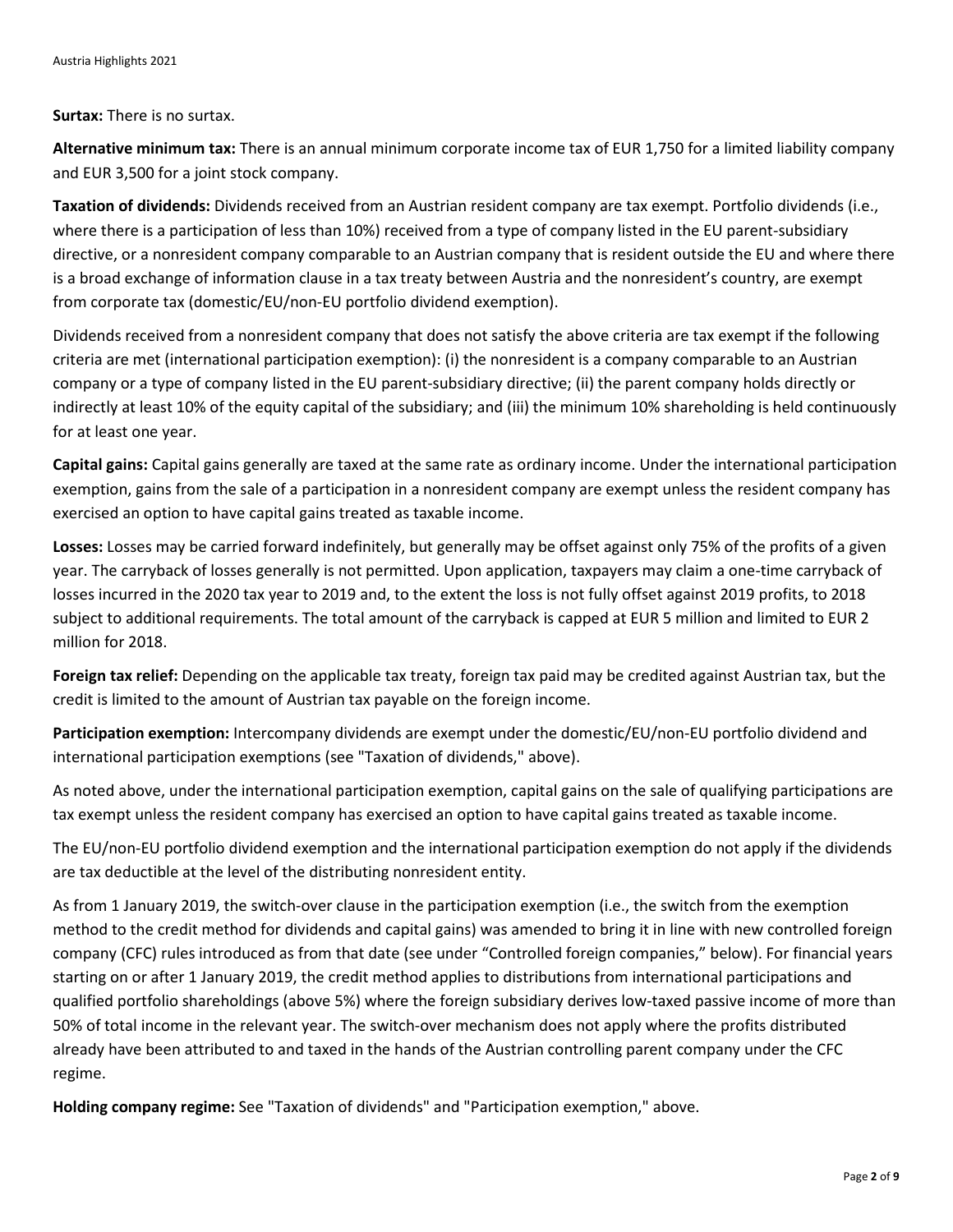**Surtax:** There is no surtax.

**Alternative minimum tax:** There is an annual minimum corporate income tax of EUR 1,750 for a limited liability company and EUR 3,500 for a joint stock company.

**Taxation of dividends:** Dividends received from an Austrian resident company are tax exempt. Portfolio dividends (i.e., where there is a participation of less than 10%) received from a type of company listed in the EU parent-subsidiary directive, or a nonresident company comparable to an Austrian company that is resident outside the EU and where there is a broad exchange of information clause in a tax treaty between Austria and the nonresident's country, are exempt from corporate tax (domestic/EU/non-EU portfolio dividend exemption).

Dividends received from a nonresident company that does not satisfy the above criteria are tax exempt if the following criteria are met (international participation exemption): (i) the nonresident is a company comparable to an Austrian company or a type of company listed in the EU parent-subsidiary directive; (ii) the parent company holds directly or indirectly at least 10% of the equity capital of the subsidiary; and (iii) the minimum 10% shareholding is held continuously for at least one year.

**Capital gains:** Capital gains generally are taxed at the same rate as ordinary income. Under the international participation exemption, gains from the sale of a participation in a nonresident company are exempt unless the resident company has exercised an option to have capital gains treated as taxable income.

**Losses:** Losses may be carried forward indefinitely, but generally may be offset against only 75% of the profits of a given year. The carryback of losses generally is not permitted. Upon application, taxpayers may claim a one-time carryback of losses incurred in the 2020 tax year to 2019 and, to the extent the loss is not fully offset against 2019 profits, to 2018 subject to additional requirements. The total amount of the carryback is capped at EUR 5 million and limited to EUR 2 million for 2018.

**Foreign tax relief:** Depending on the applicable tax treaty, foreign tax paid may be credited against Austrian tax, but the credit is limited to the amount of Austrian tax payable on the foreign income.

**Participation exemption:** Intercompany dividends are exempt under the domestic/EU/non-EU portfolio dividend and international participation exemptions (see "Taxation of dividends," above).

As noted above, under the international participation exemption, capital gains on the sale of qualifying participations are tax exempt unless the resident company has exercised an option to have capital gains treated as taxable income.

The EU/non-EU portfolio dividend exemption and the international participation exemption do not apply if the dividends are tax deductible at the level of the distributing nonresident entity.

As from 1 January 2019, the switch-over clause in the participation exemption (i.e., the switch from the exemption method to the credit method for dividends and capital gains) was amended to bring it in line with new controlled foreign company (CFC) rules introduced as from that date (see under "Controlled foreign companies," below). For financial years starting on or after 1 January 2019, the credit method applies to distributions from international participations and qualified portfolio shareholdings (above 5%) where the foreign subsidiary derives low-taxed passive income of more than 50% of total income in the relevant year. The switch-over mechanism does not apply where the profits distributed already have been attributed to and taxed in the hands of the Austrian controlling parent company under the CFC regime.

**Holding company regime:** See "Taxation of dividends" and "Participation exemption," above.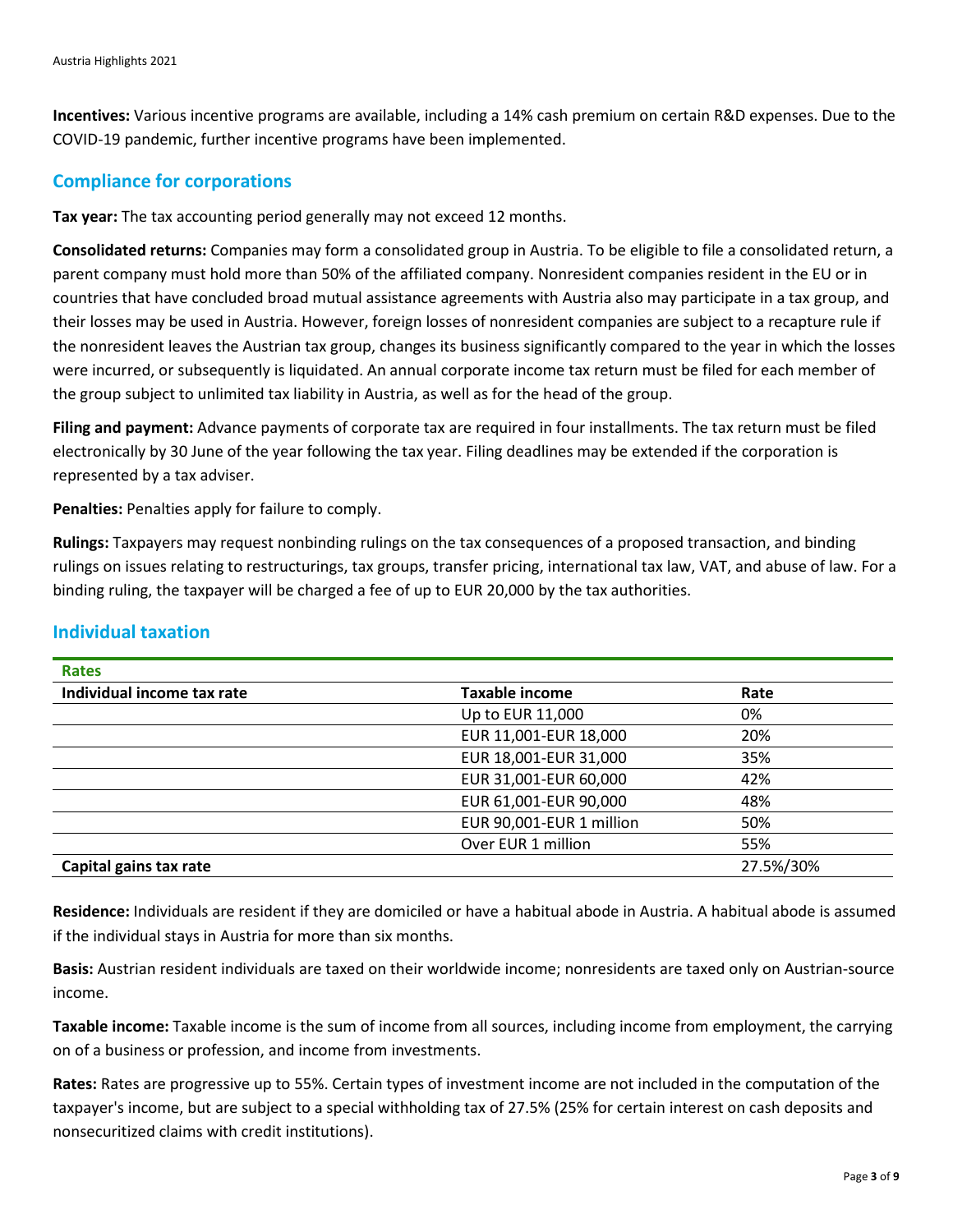**Incentives:** Various incentive programs are available, including a 14% cash premium on certain R&D expenses. Due to the COVID-19 pandemic, further incentive programs have been implemented.

## Compliance for corporations

**Tax year:** The tax accounting period generally may not exceed 12 months.

**Consolidated returns:** Companies may form a consolidated group in Austria. To be eligible to file a consolidated return, a parent company must hold more than 50% of the affiliated company. Nonresident companies resident in the EU or in countries that have concluded broad mutual assistance agreements with Austria also may participate in a tax group, and their losses may be used in Austria. However, foreign losses of nonresident companies are subject to a recapture rule if the nonresident leaves the Austrian tax group, changes its business significantly compared to the year in which the losses were incurred, or subsequently is liquidated. An annual corporate income tax return must be filed for each member of the group subject to unlimited tax liability in Austria, as well as for the head of the group.

**Filing and payment:** Advance payments of corporate tax are required in four installments. The tax return must be filed electronically by 30 June of the year following the tax year. Filing deadlines may be extended if the corporation is represented by a tax adviser.

**Penalties:** Penalties apply for failure to comply.

**Rulings:** Taxpayers may request nonbinding rulings on the tax consequences of a proposed transaction, and binding rulings on issues relating to restructurings, tax groups, transfer pricing, international tax law, VAT, and abuse of law. For a binding ruling, the taxpayer will be charged a fee of up to EUR 20,000 by the tax authorities.

## Individual taxation

| Rates | | |
|---|---|---|
| **Individual income tax rate** | **Taxable income** | **Rate** |
| | Up to EUR 11,000 | 0% |
| | EUR 11,001-EUR 18,000 | 20% |
| | EUR 18,001-EUR 31,000 | 35% |
| | EUR 31,001-EUR 60,000 | 42% |
| | EUR 61,001-EUR 90,000 | 48% |
| | EUR 90,001-EUR 1 million | 50% |
| | Over EUR 1 million | 55% |
| **Capital gains tax rate** | | 27.5%/30% |

**Residence:** Individuals are resident if they are domiciled or have a habitual abode in Austria. A habitual abode is assumed if the individual stays in Austria for more than six months.

**Basis:** Austrian resident individuals are taxed on their worldwide income; nonresidents are taxed only on Austrian-source income.

**Taxable income:** Taxable income is the sum of income from all sources, including income from employment, the carrying on of a business or profession, and income from investments.

**Rates:** Rates are progressive up to 55%. Certain types of investment income are not included in the computation of the taxpayer's income, but are subject to a special withholding tax of 27.5% (25% for certain interest on cash deposits and nonsecuritized claims with credit institutions).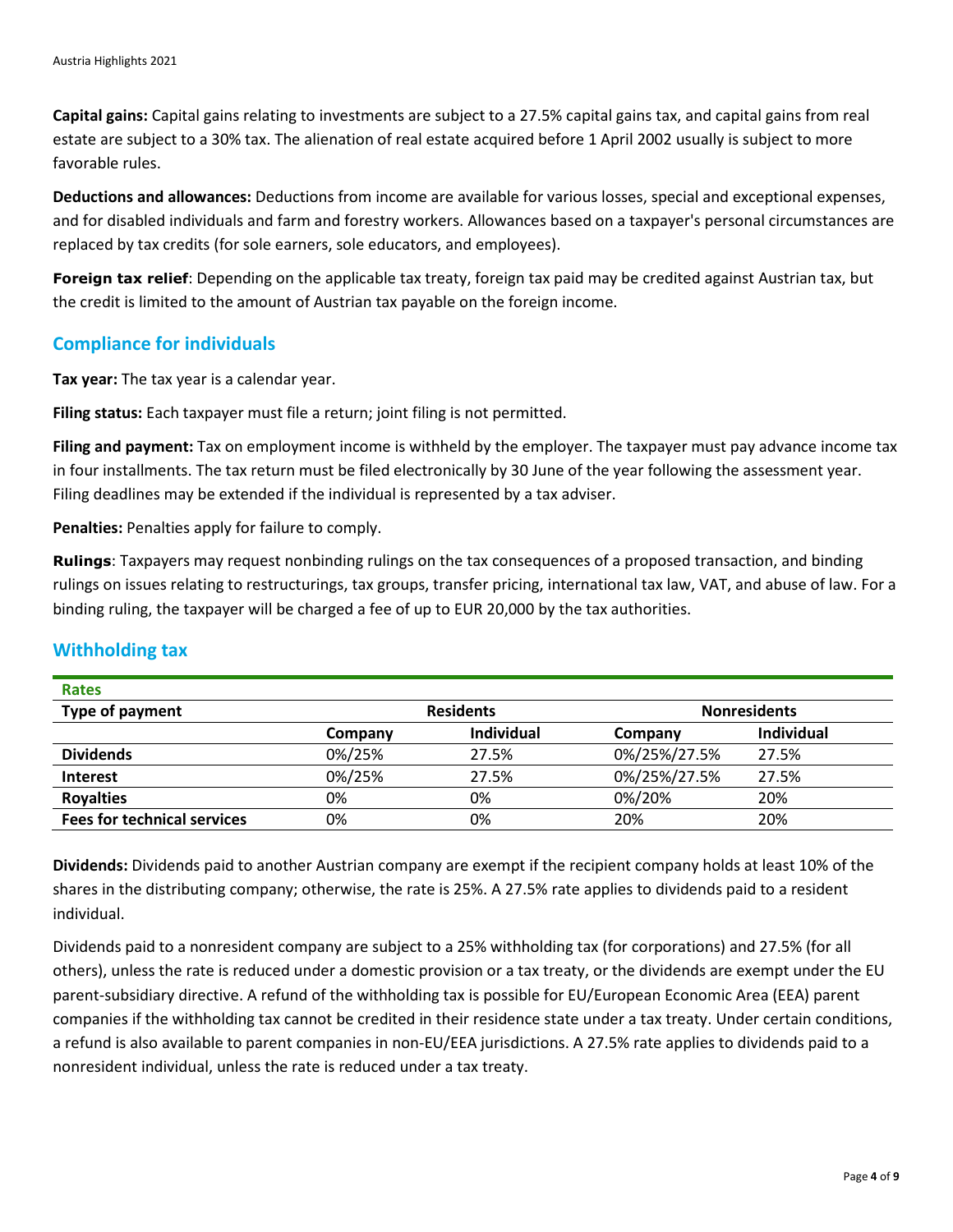**Capital gains:** Capital gains relating to investments are subject to a 27.5% capital gains tax, and capital gains from real estate are subject to a 30% tax. The alienation of real estate acquired before 1 April 2002 usually is subject to more favorable rules.

**Deductions and allowances:** Deductions from income are available for various losses, special and exceptional expenses, and for disabled individuals and farm and forestry workers. Allowances based on a taxpayer's personal circumstances are replaced by tax credits (for sole earners, sole educators, and employees).

**Foreign tax relief**: Depending on the applicable tax treaty, foreign tax paid may be credited against Austrian tax, but the credit is limited to the amount of Austrian tax payable on the foreign income.

## Compliance for individuals

**Tax year:** The tax year is a calendar year.

**Filing status:** Each taxpayer must file a return; joint filing is not permitted.

**Filing and payment:** Tax on employment income is withheld by the employer. The taxpayer must pay advance income tax in four installments. The tax return must be filed electronically by 30 June of the year following the assessment year. Filing deadlines may be extended if the individual is represented by a tax adviser.

**Penalties:** Penalties apply for failure to comply.

**Rulings**: Taxpayers may request nonbinding rulings on the tax consequences of a proposed transaction, and binding rulings on issues relating to restructurings, tax groups, transfer pricing, international tax law, VAT, and abuse of law. For a binding ruling, the taxpayer will be charged a fee of up to EUR 20,000 by the tax authorities.

## Withholding tax

**Rates**

| Type of payment | Residents | | Nonresidents | |
|---|---|---|---|---|
| | Company | Individual | Company | Individual |
| **Dividends** | 0%/25% | 27.5% | 0%/25%/27.5% | 27.5% |
| **Interest** | 0%/25% | 27.5% | 0%/25%/27.5% | 27.5% |
| **Royalties** | 0% | 0% | 0%/20% | 20% |
| **Fees for technical services** | 0% | 0% | 20% | 20% |

**Dividends:** Dividends paid to another Austrian company are exempt if the recipient company holds at least 10% of the shares in the distributing company; otherwise, the rate is 25%. A 27.5% rate applies to dividends paid to a resident individual.

Dividends paid to a nonresident company are subject to a 25% withholding tax (for corporations) and 27.5% (for all others), unless the rate is reduced under a domestic provision or a tax treaty, or the dividends are exempt under the EU parent-subsidiary directive. A refund of the withholding tax is possible for EU/European Economic Area (EEA) parent companies if the withholding tax cannot be credited in their residence state under a tax treaty. Under certain conditions, a refund is also available to parent companies in non-EU/EEA jurisdictions. A 27.5% rate applies to dividends paid to a nonresident individual, unless the rate is reduced under a tax treaty.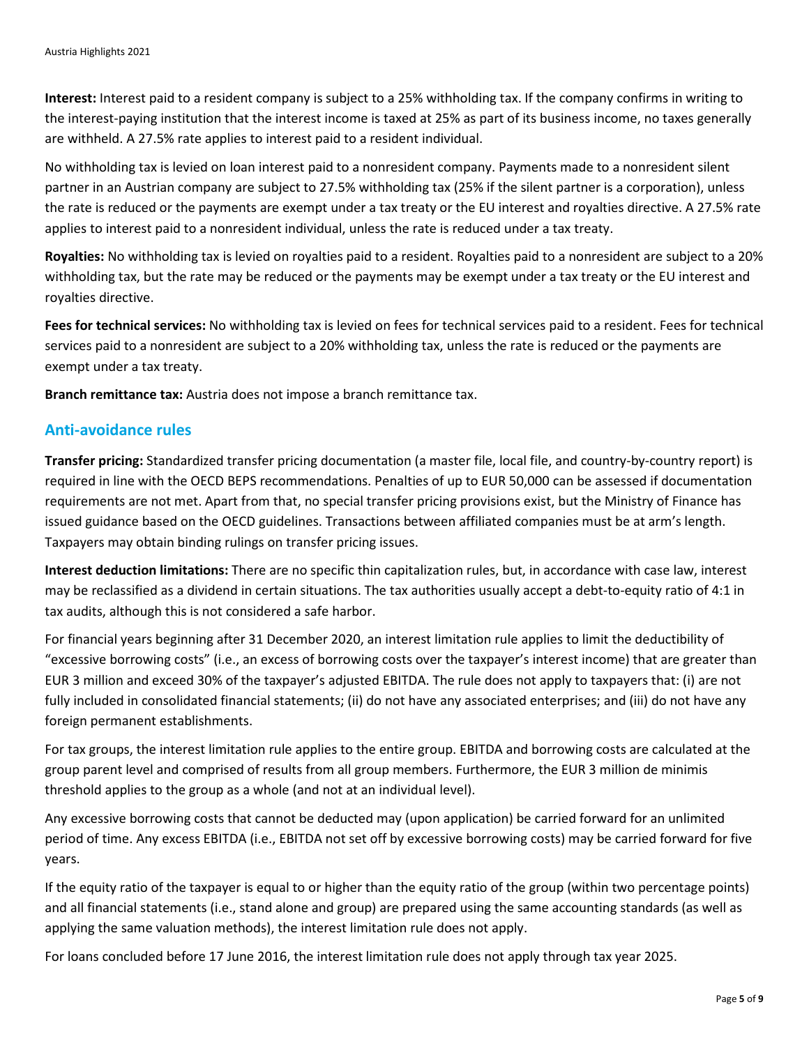**Interest:** Interest paid to a resident company is subject to a 25% withholding tax. If the company confirms in writing to the interest-paying institution that the interest income is taxed at 25% as part of its business income, no taxes generally are withheld. A 27.5% rate applies to interest paid to a resident individual.

No withholding tax is levied on loan interest paid to a nonresident company. Payments made to a nonresident silent partner in an Austrian company are subject to 27.5% withholding tax (25% if the silent partner is a corporation), unless the rate is reduced or the payments are exempt under a tax treaty or the EU interest and royalties directive. A 27.5% rate applies to interest paid to a nonresident individual, unless the rate is reduced under a tax treaty.

**Royalties:** No withholding tax is levied on royalties paid to a resident. Royalties paid to a nonresident are subject to a 20% withholding tax, but the rate may be reduced or the payments may be exempt under a tax treaty or the EU interest and royalties directive.

**Fees for technical services:** No withholding tax is levied on fees for technical services paid to a resident. Fees for technical services paid to a nonresident are subject to a 20% withholding tax, unless the rate is reduced or the payments are exempt under a tax treaty.

**Branch remittance tax:** Austria does not impose a branch remittance tax.

## Anti-avoidance rules

**Transfer pricing:** Standardized transfer pricing documentation (a master file, local file, and country-by-country report) is required in line with the OECD BEPS recommendations. Penalties of up to EUR 50,000 can be assessed if documentation requirements are not met. Apart from that, no special transfer pricing provisions exist, but the Ministry of Finance has issued guidance based on the OECD guidelines. Transactions between affiliated companies must be at arm's length. Taxpayers may obtain binding rulings on transfer pricing issues.

**Interest deduction limitations:** There are no specific thin capitalization rules, but, in accordance with case law, interest may be reclassified as a dividend in certain situations. The tax authorities usually accept a debt-to-equity ratio of 4:1 in tax audits, although this is not considered a safe harbor.

For financial years beginning after 31 December 2020, an interest limitation rule applies to limit the deductibility of "excessive borrowing costs" (i.e., an excess of borrowing costs over the taxpayer's interest income) that are greater than EUR 3 million and exceed 30% of the taxpayer's adjusted EBITDA. The rule does not apply to taxpayers that: (i) are not fully included in consolidated financial statements; (ii) do not have any associated enterprises; and (iii) do not have any foreign permanent establishments.

For tax groups, the interest limitation rule applies to the entire group. EBITDA and borrowing costs are calculated at the group parent level and comprised of results from all group members. Furthermore, the EUR 3 million de minimis threshold applies to the group as a whole (and not at an individual level).

Any excessive borrowing costs that cannot be deducted may (upon application) be carried forward for an unlimited period of time. Any excess EBITDA (i.e., EBITDA not set off by excessive borrowing costs) may be carried forward for five years.

If the equity ratio of the taxpayer is equal to or higher than the equity ratio of the group (within two percentage points) and all financial statements (i.e., stand alone and group) are prepared using the same accounting standards (as well as applying the same valuation methods), the interest limitation rule does not apply.

For loans concluded before 17 June 2016, the interest limitation rule does not apply through tax year 2025.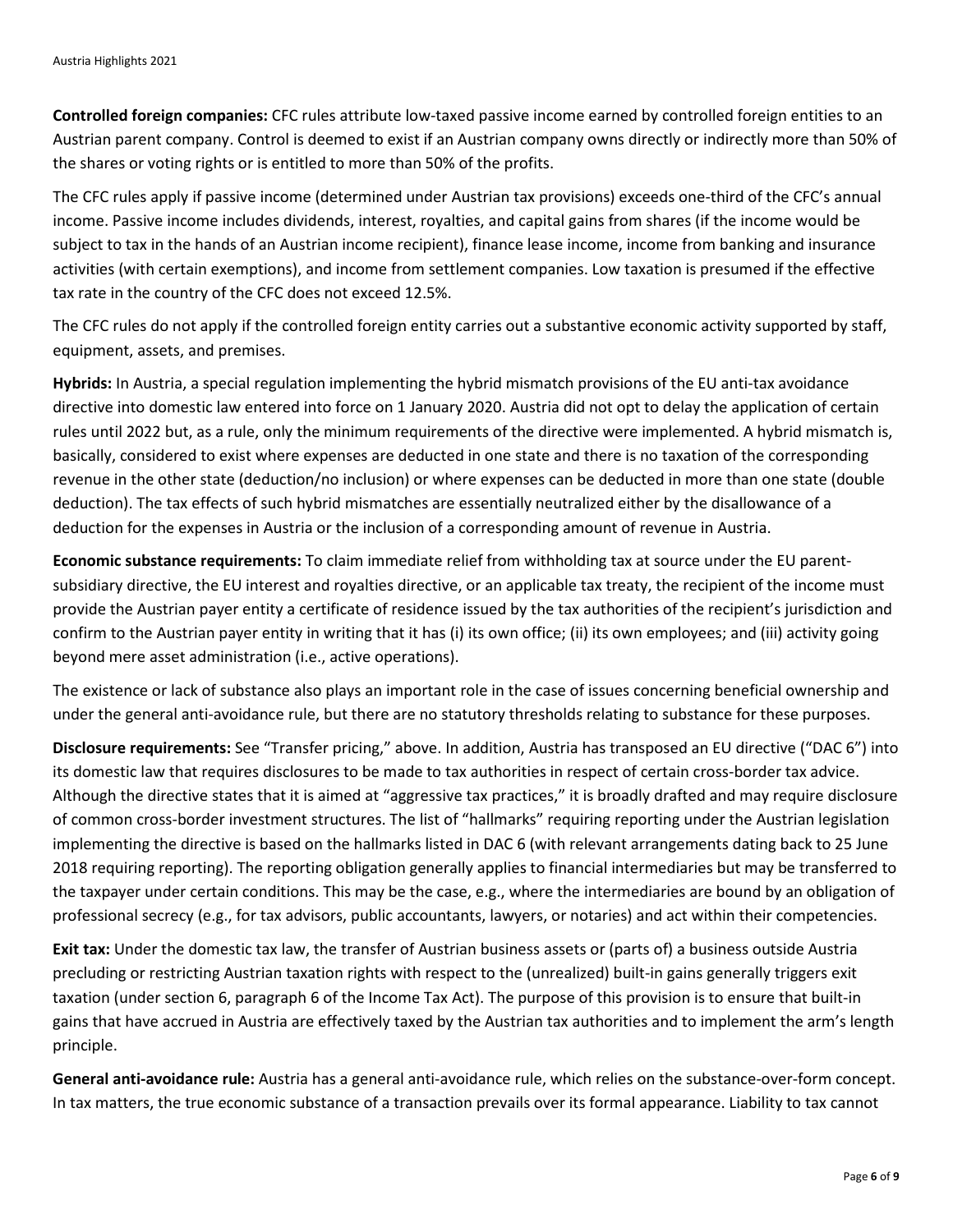**Controlled foreign companies:** CFC rules attribute low-taxed passive income earned by controlled foreign entities to an Austrian parent company. Control is deemed to exist if an Austrian company owns directly or indirectly more than 50% of the shares or voting rights or is entitled to more than 50% of the profits.

The CFC rules apply if passive income (determined under Austrian tax provisions) exceeds one-third of the CFC's annual income. Passive income includes dividends, interest, royalties, and capital gains from shares (if the income would be subject to tax in the hands of an Austrian income recipient), finance lease income, income from banking and insurance activities (with certain exemptions), and income from settlement companies. Low taxation is presumed if the effective tax rate in the country of the CFC does not exceed 12.5%.

The CFC rules do not apply if the controlled foreign entity carries out a substantive economic activity supported by staff, equipment, assets, and premises.

**Hybrids:** In Austria, a special regulation implementing the hybrid mismatch provisions of the EU anti-tax avoidance directive into domestic law entered into force on 1 January 2020. Austria did not opt to delay the application of certain rules until 2022 but, as a rule, only the minimum requirements of the directive were implemented. A hybrid mismatch is, basically, considered to exist where expenses are deducted in one state and there is no taxation of the corresponding revenue in the other state (deduction/no inclusion) or where expenses can be deducted in more than one state (double deduction). The tax effects of such hybrid mismatches are essentially neutralized either by the disallowance of a deduction for the expenses in Austria or the inclusion of a corresponding amount of revenue in Austria.

**Economic substance requirements:** To claim immediate relief from withholding tax at source under the EU parent-subsidiary directive, the EU interest and royalties directive, or an applicable tax treaty, the recipient of the income must provide the Austrian payer entity a certificate of residence issued by the tax authorities of the recipient's jurisdiction and confirm to the Austrian payer entity in writing that it has (i) its own office; (ii) its own employees; and (iii) activity going beyond mere asset administration (i.e., active operations).

The existence or lack of substance also plays an important role in the case of issues concerning beneficial ownership and under the general anti-avoidance rule, but there are no statutory thresholds relating to substance for these purposes.

**Disclosure requirements:** See "Transfer pricing," above. In addition, Austria has transposed an EU directive ("DAC 6") into its domestic law that requires disclosures to be made to tax authorities in respect of certain cross-border tax advice. Although the directive states that it is aimed at "aggressive tax practices," it is broadly drafted and may require disclosure of common cross-border investment structures. The list of "hallmarks" requiring reporting under the Austrian legislation implementing the directive is based on the hallmarks listed in DAC 6 (with relevant arrangements dating back to 25 June 2018 requiring reporting). The reporting obligation generally applies to financial intermediaries but may be transferred to the taxpayer under certain conditions. This may be the case, e.g., where the intermediaries are bound by an obligation of professional secrecy (e.g., for tax advisors, public accountants, lawyers, or notaries) and act within their competencies.

**Exit tax:** Under the domestic tax law, the transfer of Austrian business assets or (parts of) a business outside Austria precluding or restricting Austrian taxation rights with respect to the (unrealized) built-in gains generally triggers exit taxation (under section 6, paragraph 6 of the Income Tax Act). The purpose of this provision is to ensure that built-in gains that have accrued in Austria are effectively taxed by the Austrian tax authorities and to implement the arm's length principle.

**General anti-avoidance rule:** Austria has a general anti-avoidance rule, which relies on the substance-over-form concept. In tax matters, the true economic substance of a transaction prevails over its formal appearance. Liability to tax cannot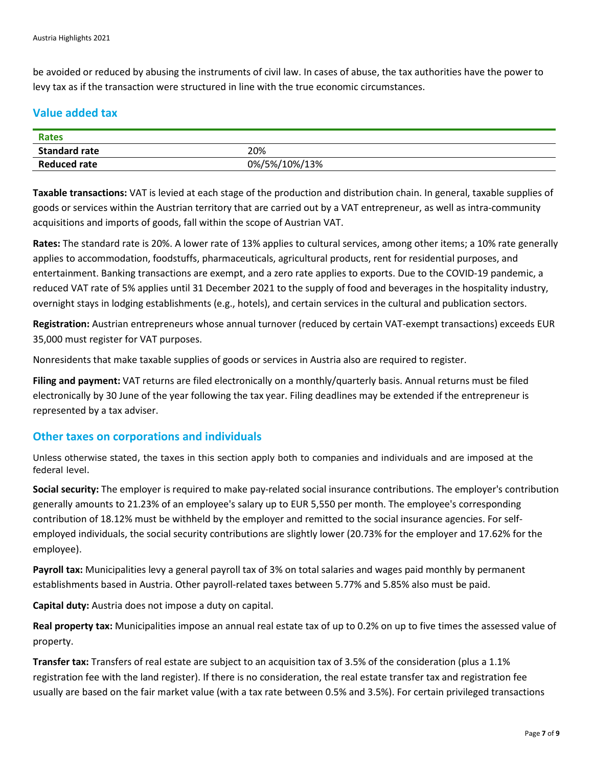be avoided or reduced by abusing the instruments of civil law. In cases of abuse, the tax authorities have the power to levy tax as if the transaction were structured in line with the true economic circumstances.

## Value added tax

| Rates | |
|---|---|
| **Standard rate** | 20% |
| **Reduced rate** | 0%/5%/10%/13% |

**Taxable transactions:** VAT is levied at each stage of the production and distribution chain. In general, taxable supplies of goods or services within the Austrian territory that are carried out by a VAT entrepreneur, as well as intra-community acquisitions and imports of goods, fall within the scope of Austrian VAT.

**Rates:** The standard rate is 20%. A lower rate of 13% applies to cultural services, among other items; a 10% rate generally applies to accommodation, foodstuffs, pharmaceuticals, agricultural products, rent for residential purposes, and entertainment. Banking transactions are exempt, and a zero rate applies to exports. Due to the COVID-19 pandemic, a reduced VAT rate of 5% applies until 31 December 2021 to the supply of food and beverages in the hospitality industry, overnight stays in lodging establishments (e.g., hotels), and certain services in the cultural and publication sectors.

**Registration:** Austrian entrepreneurs whose annual turnover (reduced by certain VAT-exempt transactions) exceeds EUR 35,000 must register for VAT purposes.

Nonresidents that make taxable supplies of goods or services in Austria also are required to register.

**Filing and payment:** VAT returns are filed electronically on a monthly/quarterly basis. Annual returns must be filed electronically by 30 June of the year following the tax year. Filing deadlines may be extended if the entrepreneur is represented by a tax adviser.

## Other taxes on corporations and individuals

Unless otherwise stated, the taxes in this section apply both to companies and individuals and are imposed at the federal level.

**Social security:** The employer is required to make pay-related social insurance contributions. The employer's contribution generally amounts to 21.23% of an employee's salary up to EUR 5,550 per month. The employee's corresponding contribution of 18.12% must be withheld by the employer and remitted to the social insurance agencies. For self-employed individuals, the social security contributions are slightly lower (20.73% for the employer and 17.62% for the employee).

**Payroll tax:** Municipalities levy a general payroll tax of 3% on total salaries and wages paid monthly by permanent establishments based in Austria. Other payroll-related taxes between 5.77% and 5.85% also must be paid.

**Capital duty:** Austria does not impose a duty on capital.

**Real property tax:** Municipalities impose an annual real estate tax of up to 0.2% on up to five times the assessed value of property.

**Transfer tax:** Transfers of real estate are subject to an acquisition tax of 3.5% of the consideration (plus a 1.1% registration fee with the land register). If there is no consideration, the real estate transfer tax and registration fee usually are based on the fair market value (with a tax rate between 0.5% and 3.5%). For certain privileged transactions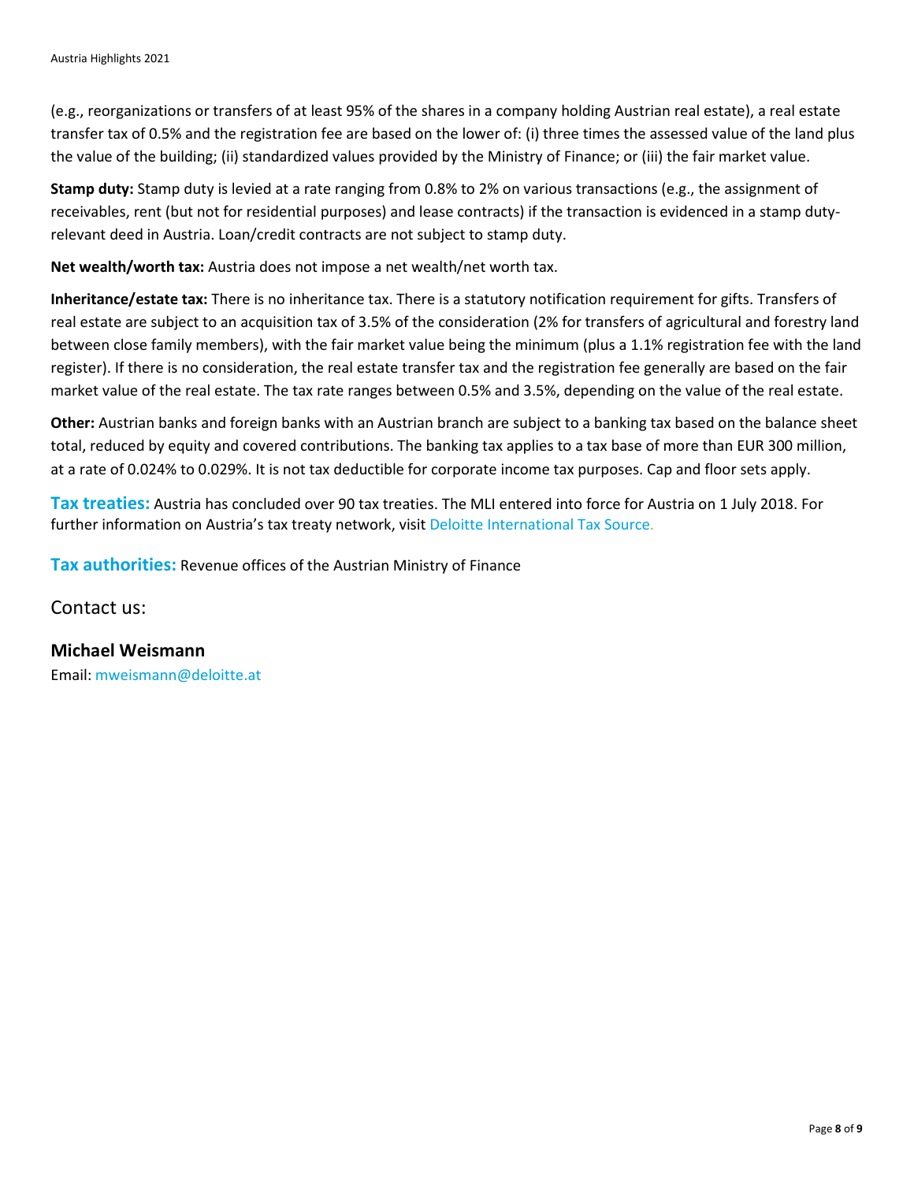(e.g., reorganizations or transfers of at least 95% of the shares in a company holding Austrian real estate), a real estate transfer tax of 0.5% and the registration fee are based on the lower of: (i) three times the assessed value of the land plus the value of the building; (ii) standardized values provided by the Ministry of Finance; or (iii) the fair market value.

**Stamp duty:** Stamp duty is levied at a rate ranging from 0.8% to 2% on various transactions (e.g., the assignment of receivables, rent (but not for residential purposes) and lease contracts) if the transaction is evidenced in a stamp duty-relevant deed in Austria. Loan/credit contracts are not subject to stamp duty.

**Net wealth/worth tax:** Austria does not impose a net wealth/net worth tax.

**Inheritance/estate tax:** There is no inheritance tax. There is a statutory notification requirement for gifts. Transfers of real estate are subject to an acquisition tax of 3.5% of the consideration (2% for transfers of agricultural and forestry land between close family members), with the fair market value being the minimum (plus a 1.1% registration fee with the land register). If there is no consideration, the real estate transfer tax and the registration fee generally are based on the fair market value of the real estate. The tax rate ranges between 0.5% and 3.5%, depending on the value of the real estate.

**Other:** Austrian banks and foreign banks with an Austrian branch are subject to a banking tax based on the balance sheet total, reduced by equity and covered contributions. The banking tax applies to a tax base of more than EUR 300 million, at a rate of 0.024% to 0.029%. It is not tax deductible for corporate income tax purposes. Cap and floor sets apply.

**Tax treaties:** Austria has concluded over 90 tax treaties. The MLI entered into force for Austria on 1 July 2018. For further information on Austria's tax treaty network, visit Deloitte International Tax Source.

**Tax authorities:** Revenue offices of the Austrian Ministry of Finance

## Contact us:

**Michael Weismann**

Email: mweismann@deloitte.at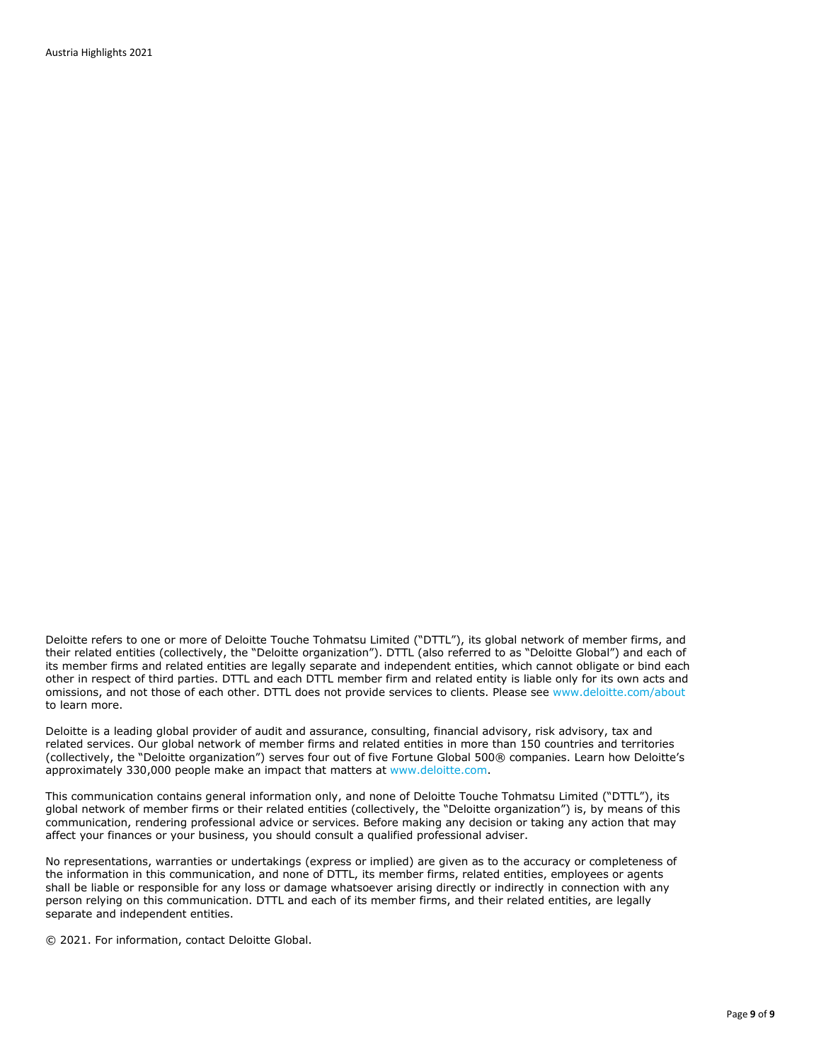Deloitte refers to one or more of Deloitte Touche Tohmatsu Limited ("DTTL"), its global network of member firms, and their related entities (collectively, the "Deloitte organization"). DTTL (also referred to as "Deloitte Global") and each of its member firms and related entities are legally separate and independent entities, which cannot obligate or bind each other in respect of third parties. DTTL and each DTTL member firm and related entity is liable only for its own acts and omissions, and not those of each other. DTTL does not provide services to clients. Please see www.deloitte.com/about to learn more.

Deloitte is a leading global provider of audit and assurance, consulting, financial advisory, risk advisory, tax and related services. Our global network of member firms and related entities in more than 150 countries and territories (collectively, the "Deloitte organization") serves four out of five Fortune Global 500® companies. Learn how Deloitte's approximately 330,000 people make an impact that matters at www.deloitte.com.

This communication contains general information only, and none of Deloitte Touche Tohmatsu Limited ("DTTL"), its global network of member firms or their related entities (collectively, the "Deloitte organization") is, by means of this communication, rendering professional advice or services. Before making any decision or taking any action that may affect your finances or your business, you should consult a qualified professional adviser.

No representations, warranties or undertakings (express or implied) are given as to the accuracy or completeness of the information in this communication, and none of DTTL, its member firms, related entities, employees or agents shall be liable or responsible for any loss or damage whatsoever arising directly or indirectly in connection with any person relying on this communication. DTTL and each of its member firms, and their related entities, are legally separate and independent entities.

© 2021. For information, contact Deloitte Global.